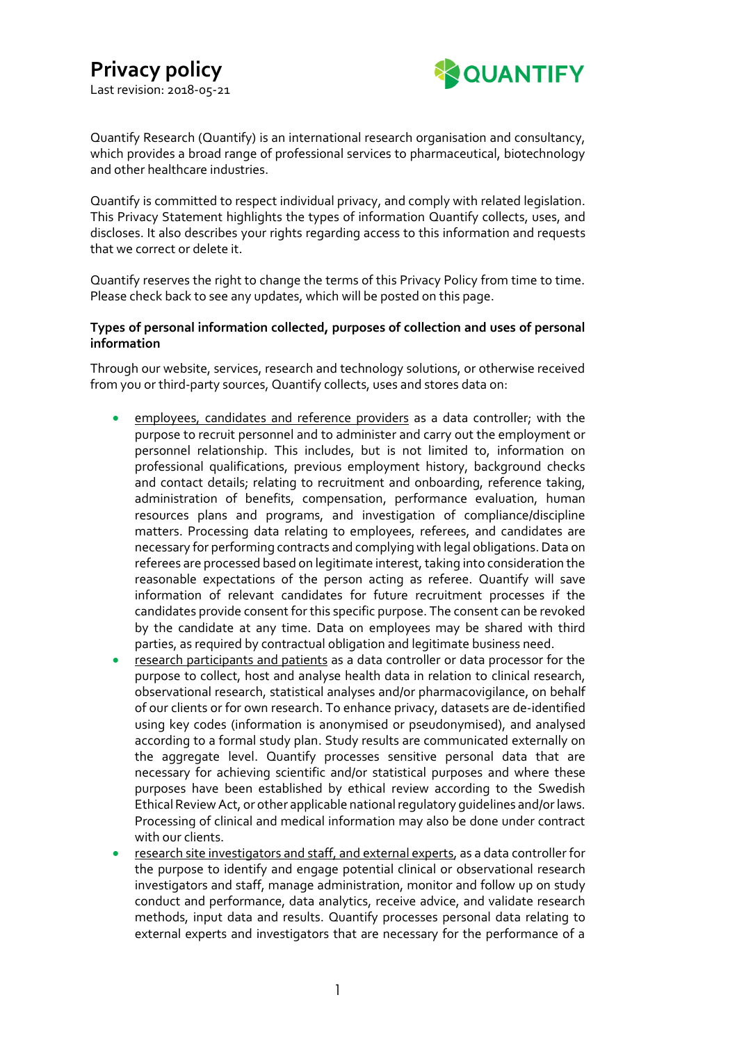# Privacy policy

Last revision: 2018-05-21

Quantify Research (Quantify) is an international research organisation and consultancy, which provides a broad range of professional services to pharmaceutical, biotechnology and other healthcare industries.

Quantify is committed to respect individual privacy, and comply with related legislation. This Privacy Statement highlights the types of information Quantify collects, uses, and discloses. It also describes your rights regarding access to this information and requests that we correct or delete it.

Quantify reserves the right to change the terms of this Privacy Policy from time to time. Please check back to see any updates, which will be posted on this page.

**Types of personal information collected, purposes of collection and uses of personal information**

Through our website, services, research and technology solutions, or otherwise received from you or third-party sources, Quantify collects, uses and stores data on:

- employees, candidates and reference providers as a data controller; with the purpose to recruit personnel and to administer and carry out the employment or personnel relationship. This includes, but is not limited to, information on professional qualifications, previous employment history, background checks and contact details; relating to recruitment and onboarding, reference taking, administration of benefits, compensation, performance evaluation, human resources plans and programs, and investigation of compliance/discipline matters. Processing data relating to employees, referees, and candidates are necessary for performing contracts and complying with legal obligations. Data on referees are processed based on legitimate interest, taking into consideration the reasonable expectations of the person acting as referee. Quantify will save information of relevant candidates for future recruitment processes if the candidates provide consent for this specific purpose. The consent can be revoked by the candidate at any time. Data on employees may be shared with third parties, as required by contractual obligation and legitimate business need.
- research participants and patients as a data controller or data processor for the purpose to collect, host and analyse health data in relation to clinical research, observational research, statistical analyses and/or pharmacovigilance, on behalf of our clients or for own research. To enhance privacy, datasets are de-identified using key codes (information is anonymised or pseudonymised), and analysed according to a formal study plan. Study results are communicated externally on the aggregate level. Quantify processes sensitive personal data that are necessary for achieving scientific and/or statistical purposes and where these purposes have been established by ethical review according to the Swedish Ethical Review Act, or other applicable national regulatory guidelines and/or laws. Processing of clinical and medical information may also be done under contract with our clients.
- research site investigators and staff, and external experts, as a data controller for the purpose to identify and engage potential clinical or observational research investigators and staff, manage administration, monitor and follow up on study conduct and performance, data analytics, receive advice, and validate research methods, input data and results. Quantify processes personal data relating to external experts and investigators that are necessary for the performance of a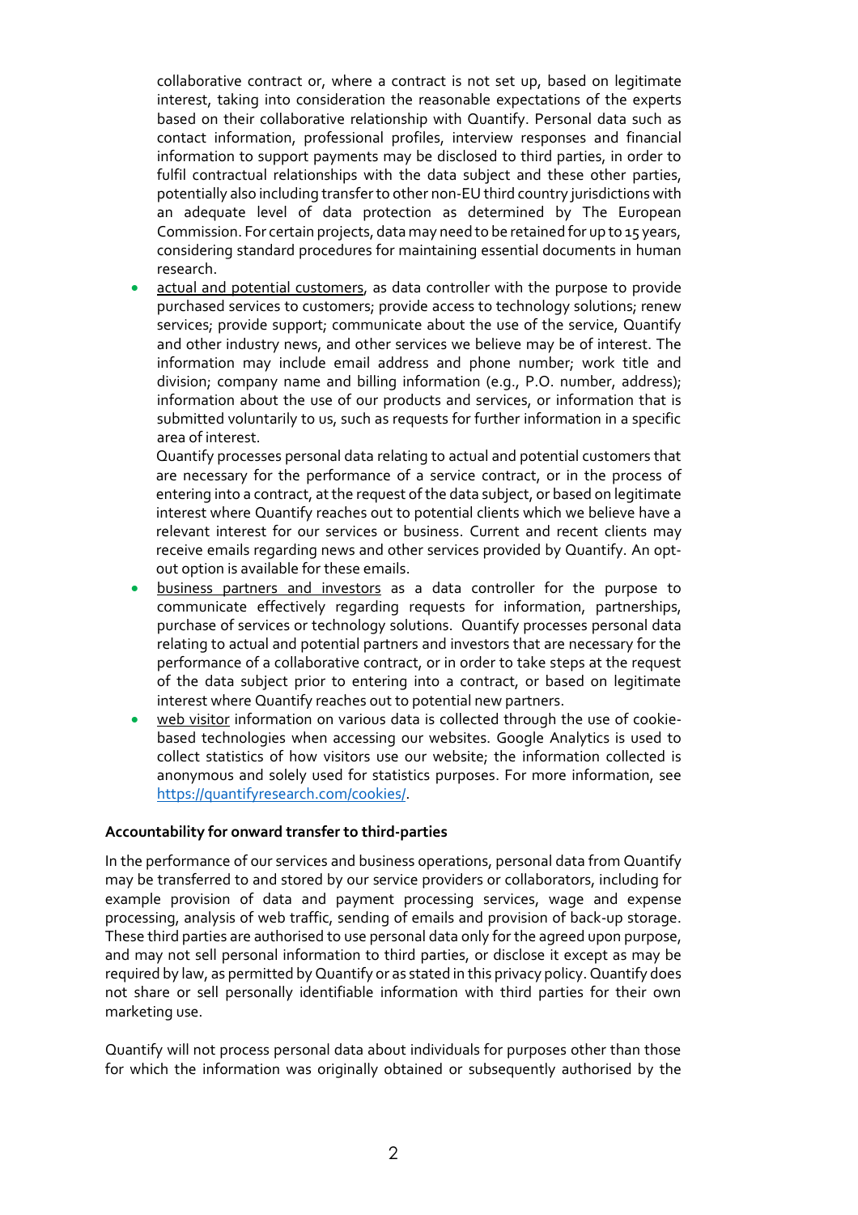collaborative contract or, where a contract is not set up, based on legitimate interest, taking into consideration the reasonable expectations of the experts based on their collaborative relationship with Quantify. Personal data such as contact information, professional profiles, interview responses and financial information to support payments may be disclosed to third parties, in order to fulfil contractual relationships with the data subject and these other parties, potentially also including transfer to other non-EU third country jurisdictions with an adequate level of data protection as determined by The European Commission. For certain projects, data may need to be retained for up to 15 years, considering standard procedures for maintaining essential documents in human research.

- actual and potential customers, as data controller with the purpose to provide purchased services to customers; provide access to technology solutions; renew services; provide support; communicate about the use of the service, Quantify and other industry news, and other services we believe may be of interest. The information may include email address and phone number; work title and division; company name and billing information (e.g., P.O. number, address); information about the use of our products and services, or information that is submitted voluntarily to us, such as requests for further information in a specific area of interest.
  Quantify processes personal data relating to actual and potential customers that are necessary for the performance of a service contract, or in the process of entering into a contract, at the request of the data subject, or based on legitimate interest where Quantify reaches out to potential clients which we believe have a relevant interest for our services or business. Current and recent clients may receive emails regarding news and other services provided by Quantify. An opt-out option is available for these emails.
- business partners and investors as a data controller for the purpose to communicate effectively regarding requests for information, partnerships, purchase of services or technology solutions. Quantify processes personal data relating to actual and potential partners and investors that are necessary for the performance of a collaborative contract, or in order to take steps at the request of the data subject prior to entering into a contract, or based on legitimate interest where Quantify reaches out to potential new partners.
- web visitor information on various data is collected through the use of cookie-based technologies when accessing our websites. Google Analytics is used to collect statistics of how visitors use our website; the information collected is anonymous and solely used for statistics purposes. For more information, see https://quantifyresearch.com/cookies/.

**Accountability for onward transfer to third-parties**

In the performance of our services and business operations, personal data from Quantify may be transferred to and stored by our service providers or collaborators, including for example provision of data and payment processing services, wage and expense processing, analysis of web traffic, sending of emails and provision of back-up storage. These third parties are authorised to use personal data only for the agreed upon purpose, and may not sell personal information to third parties, or disclose it except as may be required by law, as permitted by Quantify or as stated in this privacy policy. Quantify does not share or sell personally identifiable information with third parties for their own marketing use.

Quantify will not process personal data about individuals for purposes other than those for which the information was originally obtained or subsequently authorised by the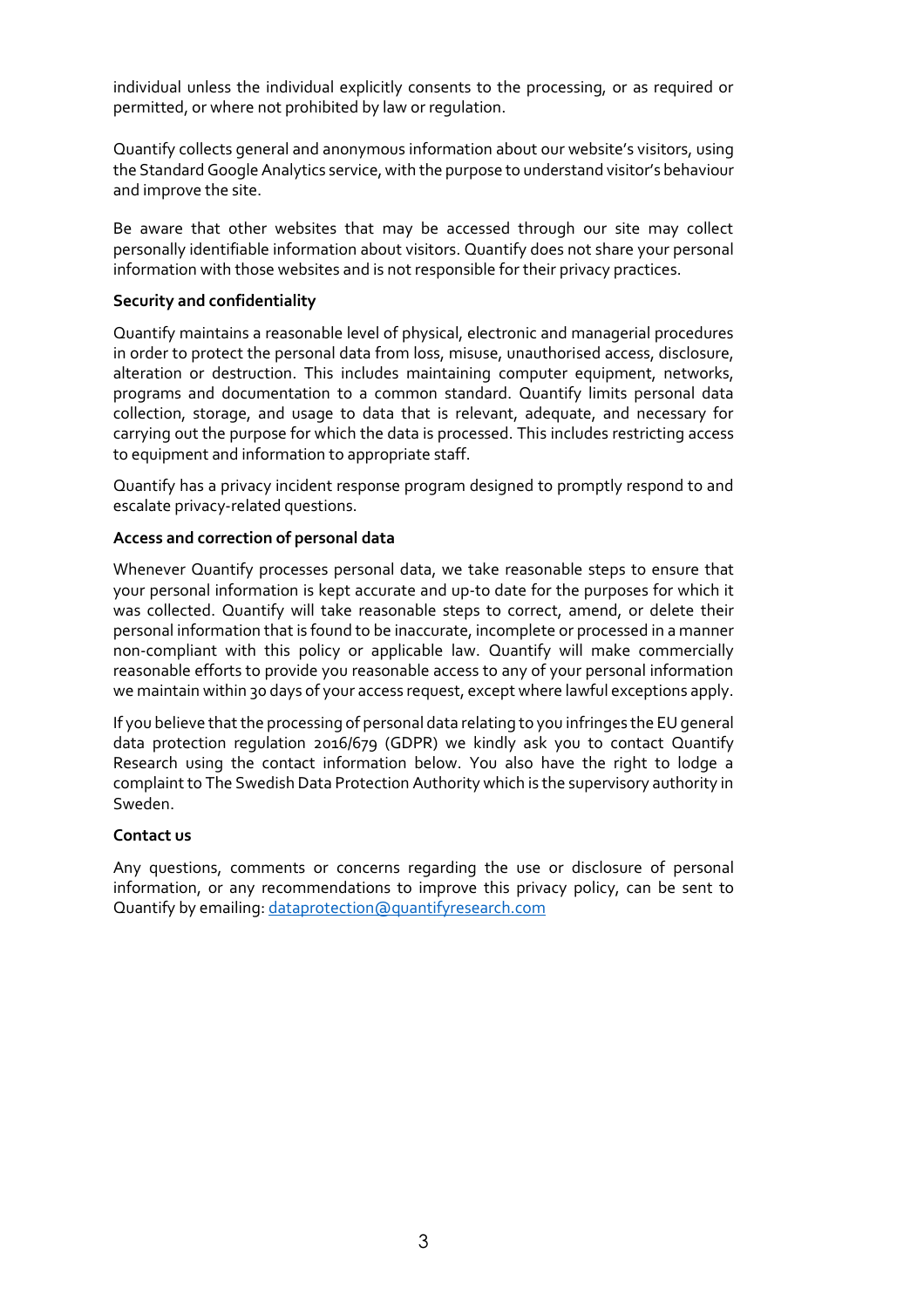individual unless the individual explicitly consents to the processing, or as required or permitted, or where not prohibited by law or regulation.

Quantify collects general and anonymous information about our website's visitors, using the Standard Google Analytics service, with the purpose to understand visitor's behaviour and improve the site.

Be aware that other websites that may be accessed through our site may collect personally identifiable information about visitors. Quantify does not share your personal information with those websites and is not responsible for their privacy practices.

**Security and confidentiality**

Quantify maintains a reasonable level of physical, electronic and managerial procedures in order to protect the personal data from loss, misuse, unauthorised access, disclosure, alteration or destruction. This includes maintaining computer equipment, networks, programs and documentation to a common standard. Quantify limits personal data collection, storage, and usage to data that is relevant, adequate, and necessary for carrying out the purpose for which the data is processed. This includes restricting access to equipment and information to appropriate staff.

Quantify has a privacy incident response program designed to promptly respond to and escalate privacy-related questions.

**Access and correction of personal data**

Whenever Quantify processes personal data, we take reasonable steps to ensure that your personal information is kept accurate and up-to date for the purposes for which it was collected. Quantify will take reasonable steps to correct, amend, or delete their personal information that is found to be inaccurate, incomplete or processed in a manner non-compliant with this policy or applicable law. Quantify will make commercially reasonable efforts to provide you reasonable access to any of your personal information we maintain within 30 days of your access request, except where lawful exceptions apply.

If you believe that the processing of personal data relating to you infringes the EU general data protection regulation 2016/679 (GDPR) we kindly ask you to contact Quantify Research using the contact information below. You also have the right to lodge a complaint to The Swedish Data Protection Authority which is the supervisory authority in Sweden.

**Contact us**

Any questions, comments or concerns regarding the use or disclosure of personal information, or any recommendations to improve this privacy policy, can be sent to Quantify by emailing: dataprotection@quantifyresearch.com